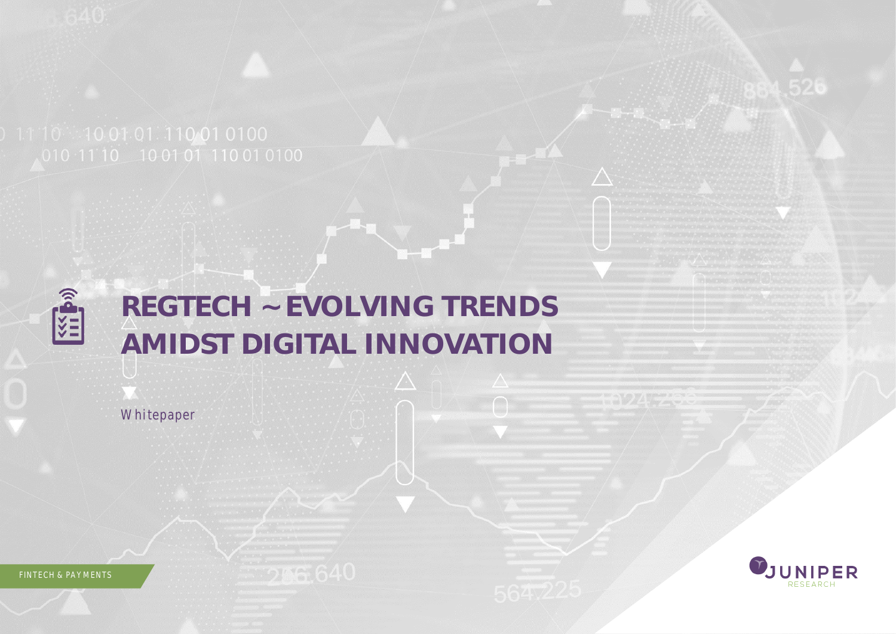# REGTECH ~ EVOLVING TRENDS AMIDST DIGITAL INNOVATION

Whitepaper

FINTECH & PAYMENTS

JUNIPER RESEARCH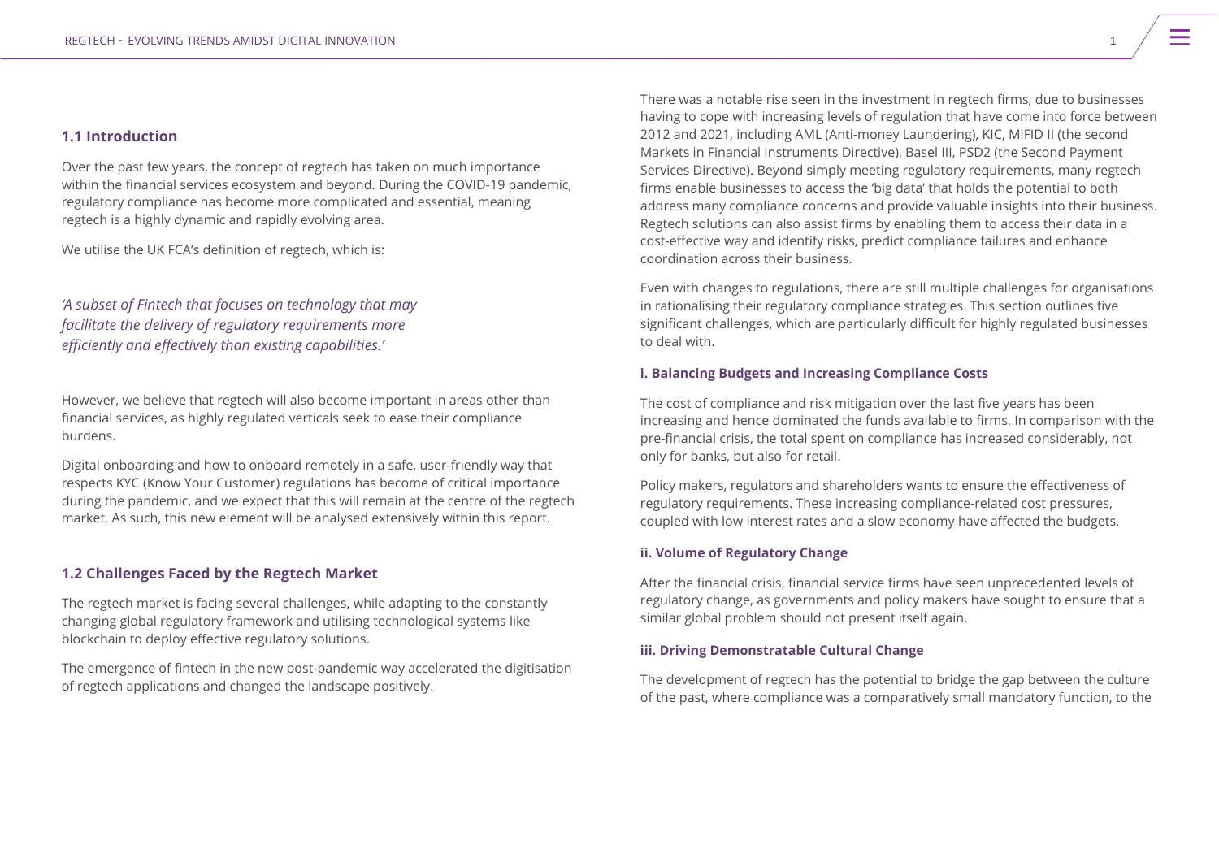## 1.1 Introduction

Over the past few years, the concept of regtech has taken on much importance within the financial services ecosystem and beyond. During the COVID-19 pandemic, regulatory compliance has become more complicated and essential, meaning regtech is a highly dynamic and rapidly evolving area.

We utilise the UK FCA's definition of regtech, which is:

*'A subset of Fintech that focuses on technology that may facilitate the delivery of regulatory requirements more efficiently and effectively than existing capabilities.'*

However, we believe that regtech will also become important in areas other than financial services, as highly regulated verticals seek to ease their compliance burdens.

Digital onboarding and how to onboard remotely in a safe, user-friendly way that respects KYC (Know Your Customer) regulations has become of critical importance during the pandemic, and we expect that this will remain at the centre of the regtech market. As such, this new element will be analysed extensively within this report.

## 1.2 Challenges Faced by the Regtech Market

The regtech market is facing several challenges, while adapting to the constantly changing global regulatory framework and utilising technological systems like blockchain to deploy effective regulatory solutions.

The emergence of fintech in the new post-pandemic way accelerated the digitisation of regtech applications and changed the landscape positively.

There was a notable rise seen in the investment in regtech firms, due to businesses having to cope with increasing levels of regulation that have come into force between 2012 and 2021, including AML (Anti-money Laundering), KIC, MiFID II (the second Markets in Financial Instruments Directive), Basel III, PSD2 (the Second Payment Services Directive). Beyond simply meeting regulatory requirements, many regtech firms enable businesses to access the 'big data' that holds the potential to both address many compliance concerns and provide valuable insights into their business. Regtech solutions can also assist firms by enabling them to access their data in a cost-effective way and identify risks, predict compliance failures and enhance coordination across their business.

Even with changes to regulations, there are still multiple challenges for organisations in rationalising their regulatory compliance strategies. This section outlines five significant challenges, which are particularly difficult for highly regulated businesses to deal with.

#### i. Balancing Budgets and Increasing Compliance Costs

The cost of compliance and risk mitigation over the last five years has been increasing and hence dominated the funds available to firms. In comparison with the pre-financial crisis, the total spent on compliance has increased considerably, not only for banks, but also for retail.

Policy makers, regulators and shareholders wants to ensure the effectiveness of regulatory requirements. These increasing compliance-related cost pressures, coupled with low interest rates and a slow economy have affected the budgets.

#### ii. Volume of Regulatory Change

After the financial crisis, financial service firms have seen unprecedented levels of regulatory change, as governments and policy makers have sought to ensure that a similar global problem should not present itself again.

#### iii. Driving Demonstratable Cultural Change

The development of regtech has the potential to bridge the gap between the culture of the past, where compliance was a comparatively small mandatory function, to the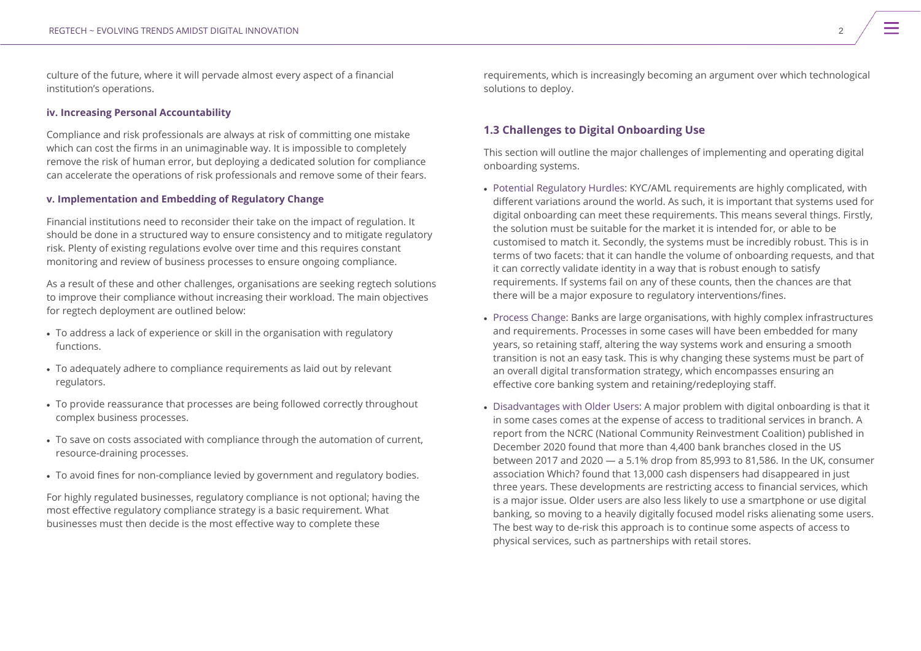culture of the future, where it will pervade almost every aspect of a financial institution's operations.

#### iv. Increasing Personal Accountability

Compliance and risk professionals are always at risk of committing one mistake which can cost the firms in an unimaginable way. It is impossible to completely remove the risk of human error, but deploying a dedicated solution for compliance can accelerate the operations of risk professionals and remove some of their fears.

#### v. Implementation and Embedding of Regulatory Change

Financial institutions need to reconsider their take on the impact of regulation. It should be done in a structured way to ensure consistency and to mitigate regulatory risk. Plenty of existing regulations evolve over time and this requires constant monitoring and review of business processes to ensure ongoing compliance.

As a result of these and other challenges, organisations are seeking regtech solutions to improve their compliance without increasing their workload. The main objectives for regtech deployment are outlined below:

- To address a lack of experience or skill in the organisation with regulatory functions.
- To adequately adhere to compliance requirements as laid out by relevant regulators.
- To provide reassurance that processes are being followed correctly throughout complex business processes.
- To save on costs associated with compliance through the automation of current, resource-draining processes.
- To avoid fines for non-compliance levied by government and regulatory bodies.

For highly regulated businesses, regulatory compliance is not optional; having the most effective regulatory compliance strategy is a basic requirement. What businesses must then decide is the most effective way to complete these requirements, which is increasingly becoming an argument over which technological solutions to deploy.

### 1.3 Challenges to Digital Onboarding Use

This section will outline the major challenges of implementing and operating digital onboarding systems.

- Potential Regulatory Hurdles: KYC/AML requirements are highly complicated, with different variations around the world. As such, it is important that systems used for digital onboarding can meet these requirements. This means several things. Firstly, the solution must be suitable for the market it is intended for, or able to be customised to match it. Secondly, the systems must be incredibly robust. This is in terms of two facets: that it can handle the volume of onboarding requests, and that it can correctly validate identity in a way that is robust enough to satisfy requirements. If systems fail on any of these counts, then the chances are that there will be a major exposure to regulatory interventions/fines.
- Process Change: Banks are large organisations, with highly complex infrastructures and requirements. Processes in some cases will have been embedded for many years, so retaining staff, altering the way systems work and ensuring a smooth transition is not an easy task. This is why changing these systems must be part of an overall digital transformation strategy, which encompasses ensuring an effective core banking system and retaining/redeploying staff.
- Disadvantages with Older Users: A major problem with digital onboarding is that it in some cases comes at the expense of access to traditional services in branch. A report from the NCRC (National Community Reinvestment Coalition) published in December 2020 found that more than 4,400 bank branches closed in the US between 2017 and 2020 — a 5.1% drop from 85,993 to 81,586. In the UK, consumer association Which? found that 13,000 cash dispensers had disappeared in just three years. These developments are restricting access to financial services, which is a major issue. Older users are also less likely to use a smartphone or use digital banking, so moving to a heavily digitally focused model risks alienating some users. The best way to de-risk this approach is to continue some aspects of access to physical services, such as partnerships with retail stores.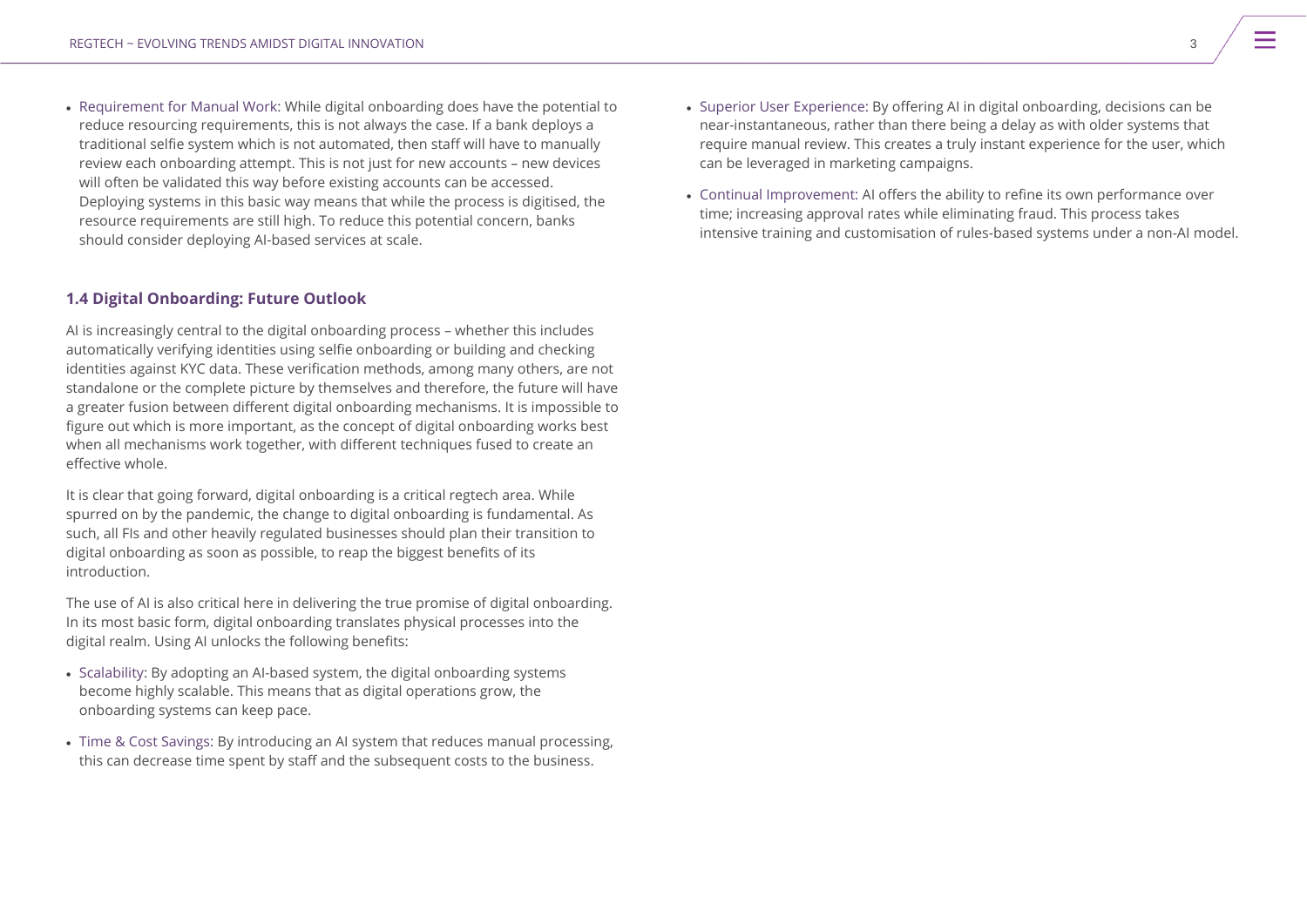- Requirement for Manual Work: While digital onboarding does have the potential to reduce resourcing requirements, this is not always the case. If a bank deploys a traditional selfie system which is not automated, then staff will have to manually review each onboarding attempt. This is not just for new accounts – new devices will often be validated this way before existing accounts can be accessed. Deploying systems in this basic way means that while the process is digitised, the resource requirements are still high. To reduce this potential concern, banks should consider deploying AI-based services at scale.

### 1.4 Digital Onboarding: Future Outlook

AI is increasingly central to the digital onboarding process – whether this includes automatically verifying identities using selfie onboarding or building and checking identities against KYC data. These verification methods, among many others, are not standalone or the complete picture by themselves and therefore, the future will have a greater fusion between different digital onboarding mechanisms. It is impossible to figure out which is more important, as the concept of digital onboarding works best when all mechanisms work together, with different techniques fused to create an effective whole.

It is clear that going forward, digital onboarding is a critical regtech area. While spurred on by the pandemic, the change to digital onboarding is fundamental. As such, all FIs and other heavily regulated businesses should plan their transition to digital onboarding as soon as possible, to reap the biggest benefits of its introduction.

The use of AI is also critical here in delivering the true promise of digital onboarding. In its most basic form, digital onboarding translates physical processes into the digital realm. Using AI unlocks the following benefits:

- Scalability: By adopting an AI-based system, the digital onboarding systems become highly scalable. This means that as digital operations grow, the onboarding systems can keep pace.
- Time & Cost Savings: By introducing an AI system that reduces manual processing, this can decrease time spent by staff and the subsequent costs to the business.
- Superior User Experience: By offering AI in digital onboarding, decisions can be near-instantaneous, rather than there being a delay as with older systems that require manual review. This creates a truly instant experience for the user, which can be leveraged in marketing campaigns.
- Continual Improvement: AI offers the ability to refine its own performance over time; increasing approval rates while eliminating fraud. This process takes intensive training and customisation of rules-based systems under a non-AI model.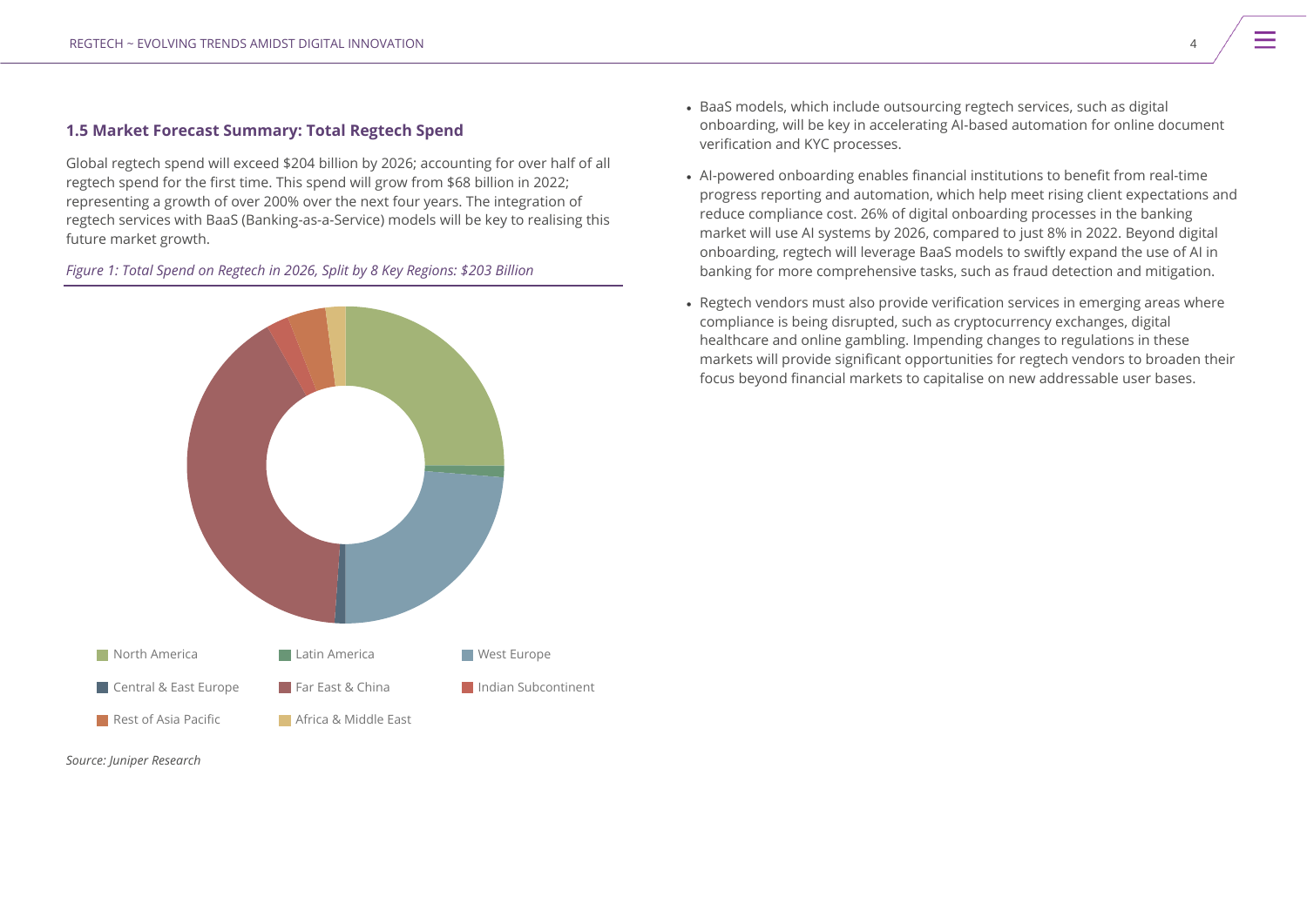### 1.5 Market Forecast Summary: Total Regtech Spend

Global regtech spend will exceed $204 billion by 2026; accounting for over half of all regtech spend for the first time. This spend will grow from $68 billion in 2022; representing a growth of over 200% over the next four years. The integration of regtech services with BaaS (Banking-as-a-Service) models will be key to realising this future market growth.

*Figure 1: Total Spend on Regtech in 2026, Split by 8 Key Regions: $203 Billion*

North America, Latin America, West Europe, Central & East Europe, Far East & China, Indian Subcontinent, Rest of Asia Pacific, Africa & Middle East

*Source: Juniper Research*

- BaaS models, which include outsourcing regtech services, such as digital onboarding, will be key in accelerating AI-based automation for online document verification and KYC processes.
- AI-powered onboarding enables financial institutions to benefit from real-time progress reporting and automation, which help meet rising client expectations and reduce compliance cost. 26% of digital onboarding processes in the banking market will use AI systems by 2026, compared to just 8% in 2022. Beyond digital onboarding, regtech will leverage BaaS models to swiftly expand the use of AI in banking for more comprehensive tasks, such as fraud detection and mitigation.
- Regtech vendors must also provide verification services in emerging areas where compliance is being disrupted, such as cryptocurrency exchanges, digital healthcare and online gambling. Impending changes to regulations in these markets will provide significant opportunities for regtech vendors to broaden their focus beyond financial markets to capitalise on new addressable user bases.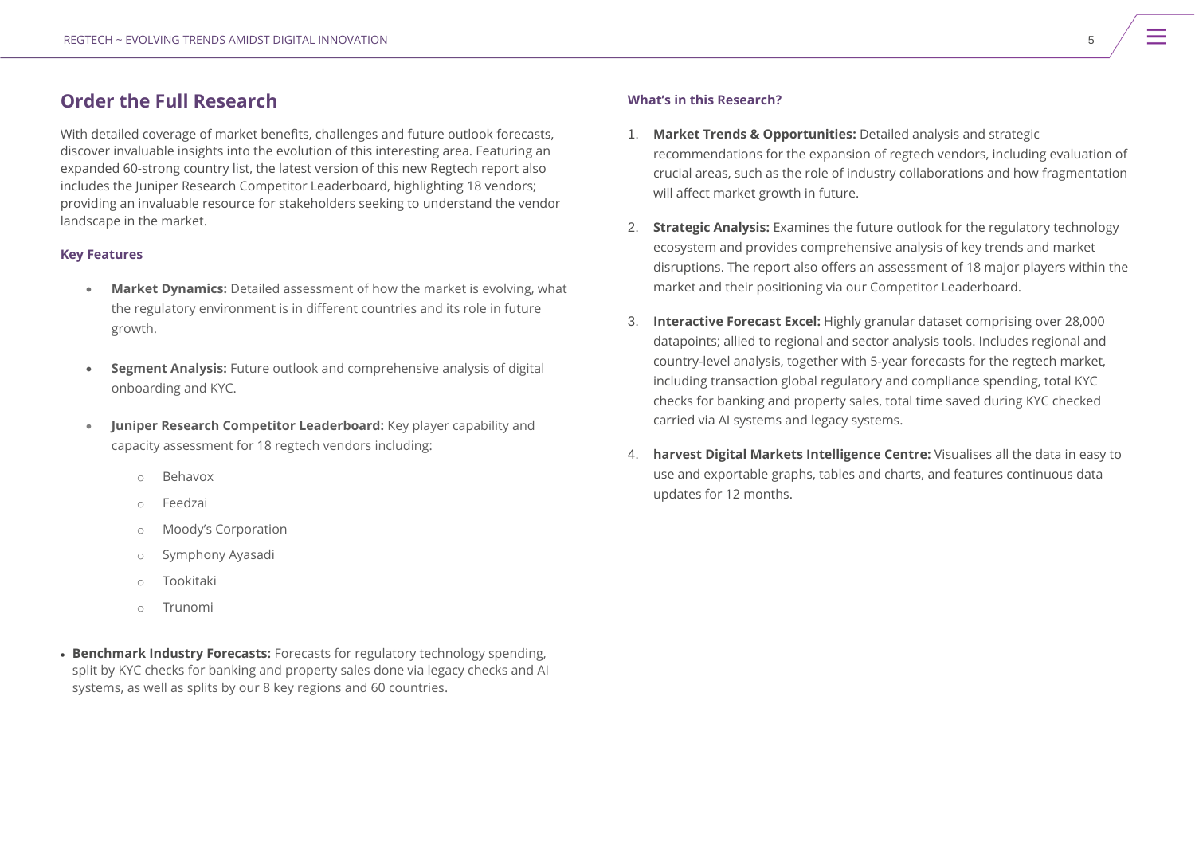## Order the Full Research

With detailed coverage of market benefits, challenges and future outlook forecasts, discover invaluable insights into the evolution of this interesting area. Featuring an expanded 60-strong country list, the latest version of this new Regtech report also includes the Juniper Research Competitor Leaderboard, highlighting 18 vendors; providing an invaluable resource for stakeholders seeking to understand the vendor landscape in the market.

### Key Features

- **Market Dynamics:** Detailed assessment of how the market is evolving, what the regulatory environment is in different countries and its role in future growth.
- **Segment Analysis:** Future outlook and comprehensive analysis of digital onboarding and KYC.
- **Juniper Research Competitor Leaderboard:** Key player capability and capacity assessment for 18 regtech vendors including:
    - Behavox
    - Feedzai
    - Moody's Corporation
    - Symphony Ayasadi
    - Tookitaki
    - Trunomi
- **Benchmark Industry Forecasts:** Forecasts for regulatory technology spending, split by KYC checks for banking and property sales done via legacy checks and AI systems, as well as splits by our 8 key regions and 60 countries.

### What's in this Research?

1. **Market Trends & Opportunities:** Detailed analysis and strategic recommendations for the expansion of regtech vendors, including evaluation of crucial areas, such as the role of industry collaborations and how fragmentation will affect market growth in future.
2. **Strategic Analysis:** Examines the future outlook for the regulatory technology ecosystem and provides comprehensive analysis of key trends and market disruptions. The report also offers an assessment of 18 major players within the market and their positioning via our Competitor Leaderboard.
3. **Interactive Forecast Excel:** Highly granular dataset comprising over 28,000 datapoints; allied to regional and sector analysis tools. Includes regional and country-level analysis, together with 5-year forecasts for the regtech market, including transaction global regulatory and compliance spending, total KYC checks for banking and property sales, total time saved during KYC checked carried via AI systems and legacy systems.
4. **harvest Digital Markets Intelligence Centre:** Visualises all the data in easy to use and exportable graphs, tables and charts, and features continuous data updates for 12 months.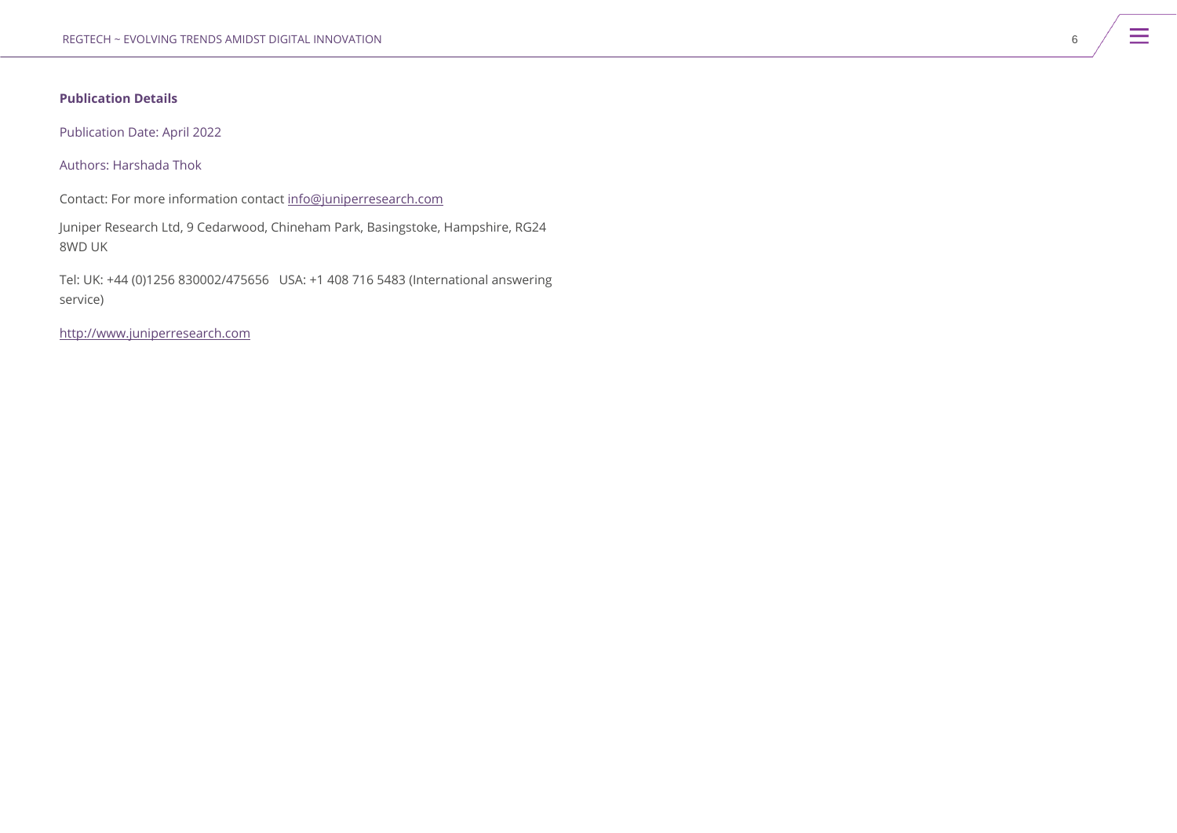**Publication Details**

Publication Date: April 2022

Authors: Harshada Thok

Contact: For more information contact info@juniperresearch.com

Juniper Research Ltd, 9 Cedarwood, Chineham Park, Basingstoke, Hampshire, RG24 8WD UK

Tel: UK: +44 (0)1256 830002/475656 USA: +1 408 716 5483 (International answering service)

http://www.juniperresearch.com